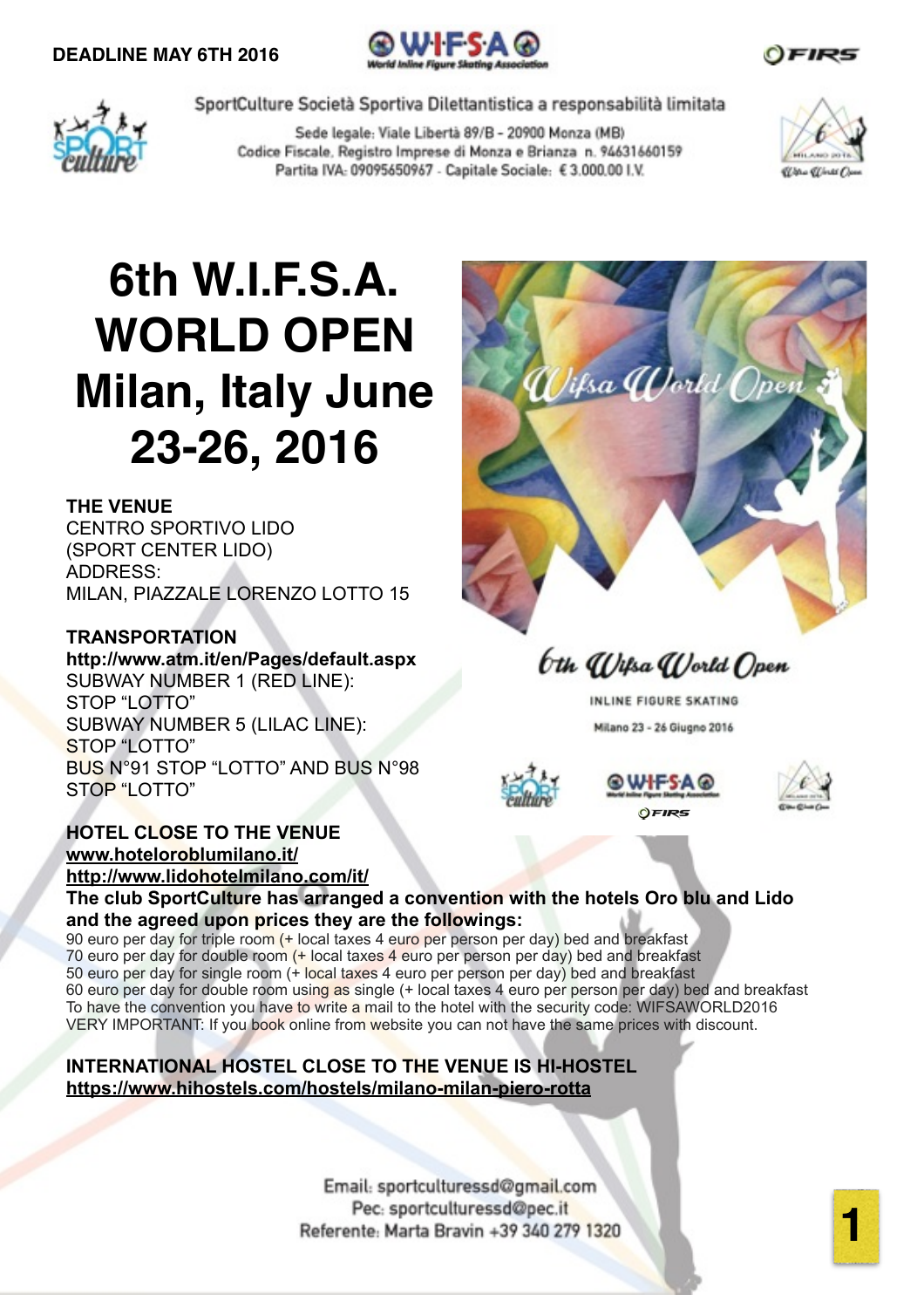DEADLINE MAY 6TH 2016

SportCulture Società Sportiva Dilettantistica a responsabilità limitata

Sede legale: Viale Libertà 89/B - 20900 Monza (MB)
Codice Fiscale, Registro Imprese di Monza e Brianza n. 94631660159
Partita IVA: 09095650967 - Capitale Sociale: € 3.000,00 I.V.

# 6th W.I.F.S.A. WORLD OPEN Milan, Italy June 23-26, 2016

**THE VENUE**
CENTRO SPORTIVO LIDO
(SPORT CENTER LIDO)
ADDRESS:
MILAN, PIAZZALE LORENZO LOTTO 15

**TRANSPORTATION**
**http://www.atm.it/en/Pages/default.aspx**
SUBWAY NUMBER 1 (RED LINE):
STOP "LOTTO"
SUBWAY NUMBER 5 (LILAC LINE):
STOP "LOTTO"
BUS N°91 STOP "LOTTO" AND BUS N°98
STOP "LOTTO"

6th Wifsa World Open
INLINE FIGURE SKATING
Milano 23 - 26 Giugno 2016

**HOTEL CLOSE TO THE VENUE**
**www.hoteloroblumilano.it/**
**http://www.lidohotelmilano.com/it/**
**The club SportCulture has arranged a convention with the hotels Oro blu and Lido and the agreed upon prices they are the followings:**
90 euro per day for triple room (+ local taxes 4 euro per person per day) bed and breakfast
70 euro per day for double room (+ local taxes 4 euro per person per day) bed and breakfast
50 euro per day for single room (+ local taxes 4 euro per person per day) bed and breakfast
60 euro per day for double room using as single (+ local taxes 4 euro per person per day) bed and breakfast
To have the convention you have to write a mail to the hotel with the security code: WIFSAWORLD2016
VERY IMPORTANT: If you book online from website you can not have the same prices with discount.

**INTERNATIONAL HOSTEL CLOSE TO THE VENUE IS HI-HOSTEL**
**https://www.hihostels.com/hostels/milano-milan-piero-rotta**

Email: sportculturessd@gmail.com
Pec: sportculturessd@pec.it
Referente: Marta Bravin +39 340 279 1320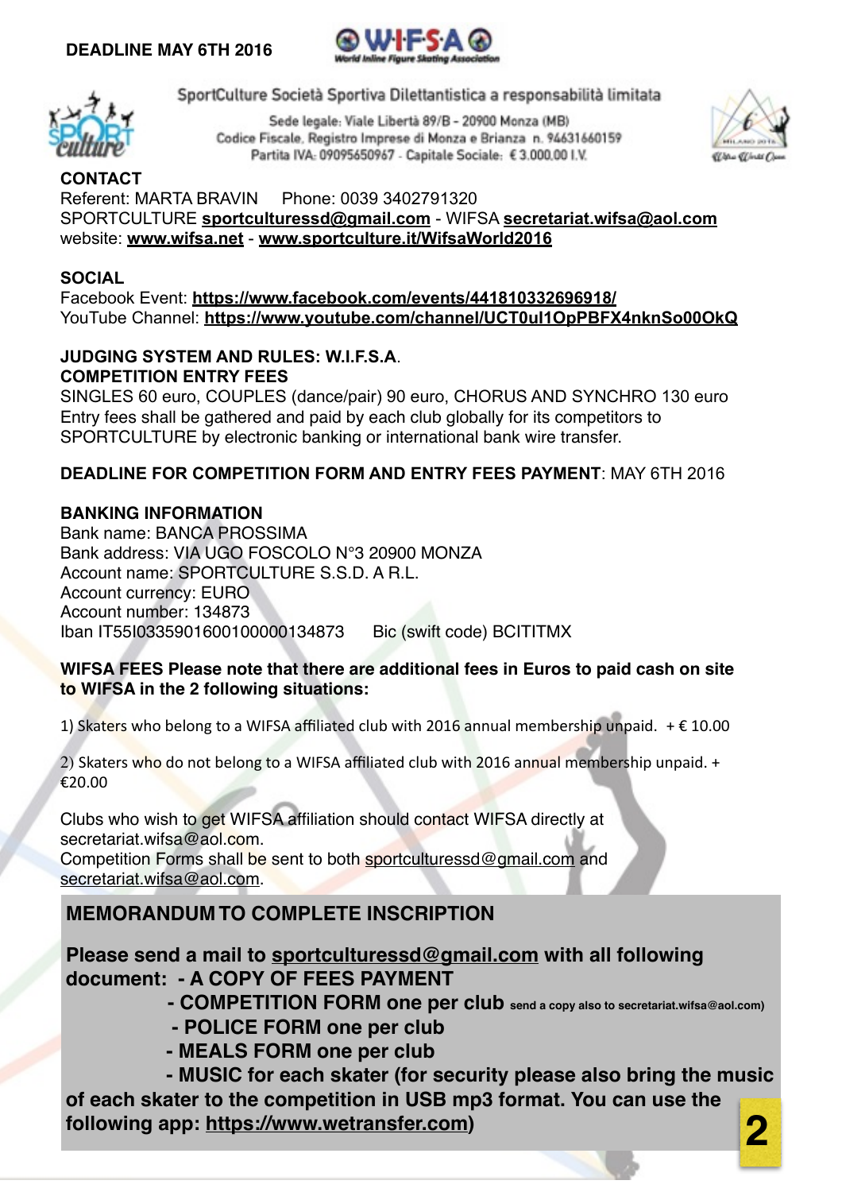**DEADLINE MAY 6TH 2016**

SportCulture Società Sportiva Dilettantistica a responsabilità limitata

Sede legale: Viale Libertà 89/B - 20900 Monza (MB)
Codice Fiscale, Registro Imprese di Monza e Brianza n. 94631660159
Partita IVA: 09095650967 - Capitale Sociale: € 3.000,00 I.V.

**CONTACT**
Referent: MARTA BRAVIN Phone: 0039 3402791320
SPORTCULTURE **sportculturessd@gmail.com** - WIFSA **secretariat.wifsa@aol.com**
website: **www.wifsa.net** - **www.sportculture.it/WifsaWorld2016**

**SOCIAL**
Facebook Event: **https://www.facebook.com/events/441810332696918/**
YouTube Channel: **https://www.youtube.com/channel/UCT0ul1OpPBFX4nknSo00OkQ**

**JUDGING SYSTEM AND RULES: W.I.F.S.A.**
**COMPETITION ENTRY FEES**
SINGLES 60 euro, COUPLES (dance/pair) 90 euro, CHORUS AND SYNCHRO 130 euro
Entry fees shall be gathered and paid by each club globally for its competitors to SPORTCULTURE by electronic banking or international bank wire transfer.

**DEADLINE FOR COMPETITION FORM AND ENTRY FEES PAYMENT**: MAY 6TH 2016

**BANKING INFORMATION**
Bank name: BANCA PROSSIMA
Bank address: VIA UGO FOSCOLO N°3 20900 MONZA
Account name: SPORTCULTURE S.S.D. A R.L.
Account currency: EURO
Account number: 134873
Iban IT55I0335901600100000134873 Bic (swift code) BCITITMX

**WIFSA FEES Please note that there are additional fees in Euros to paid cash on site to WIFSA in the 2 following situations:**

1) Skaters who belong to a WIFSA affiliated club with 2016 annual membership unpaid. + € 10.00

2) Skaters who do not belong to a WIFSA affiliated club with 2016 annual membership unpaid. + €20.00

Clubs who wish to get WIFSA affiliation should contact WIFSA directly at secretariat.wifsa@aol.com.
Competition Forms shall be sent to both sportculturessd@gmail.com and secretariat.wifsa@aol.com.

## MEMORANDUM TO COMPLETE INSCRIPTION

**Please send a mail to sportculturessd@gmail.com with all following document:**
- **A COPY OF FEES PAYMENT**
- **COMPETITION FORM one per club** (send a copy also to secretariat.wifsa@aol.com)
- **POLICE FORM one per club**
- **MEALS FORM one per club**
- **MUSIC for each skater (for security please also bring the music of each skater to the competition in USB mp3 format. You can use the following app: https://www.wetransfer.com)**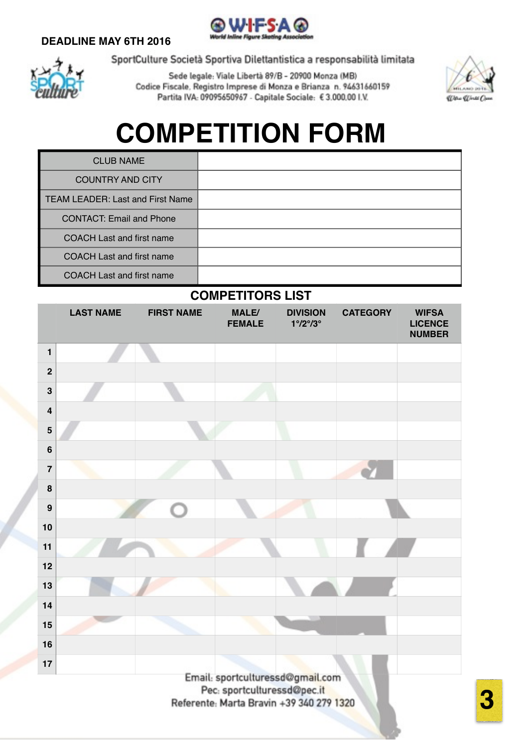**DEADLINE MAY 6TH 2016**

WIFSA World Inline Figure Skating Association

SportCulture Società Sportiva Dilettantistica a responsabilità limitata

Sede legale: Viale Libertà 89/B - 20900 Monza (MB)
Codice Fiscale, Registro Imprese di Monza e Brianza n. 94631660159
Partita IVA: 09095650967 - Capitale Sociale: € 3.000,00 I.V.

# COMPETITION FORM

| | |
|---|---|
| CLUB NAME | |
| COUNTRY AND CITY | |
| TEAM LEADER: Last and First Name | |
| CONTACT: Email and Phone | |
| COACH Last and first name | |
| COACH Last and first name | |
| COACH Last and first name | |

## COMPETITORS LIST

| | LAST NAME | FIRST NAME | MALE/ FEMALE | DIVISION 1°/2°/3° | CATEGORY | WIFSA LICENCE NUMBER |
|---|---|---|---|---|---|---|
| 1 | | | | | | |
| 2 | | | | | | |
| 3 | | | | | | |
| 4 | | | | | | |
| 5 | | | | | | |
| 6 | | | | | | |
| 7 | | | | | | |
| 8 | | | | | | |
| 9 | | | | | | |
| 10 | | | | | | |
| 11 | | | | | | |
| 12 | | | | | | |
| 13 | | | | | | |
| 14 | | | | | | |
| 15 | | | | | | |
| 16 | | | | | | |
| 17 | | | | | | |

Email: sportculturessd@gmail.com
Pec: sportculturessd@pec.it
Referente: Marta Bravin +39 340 279 1320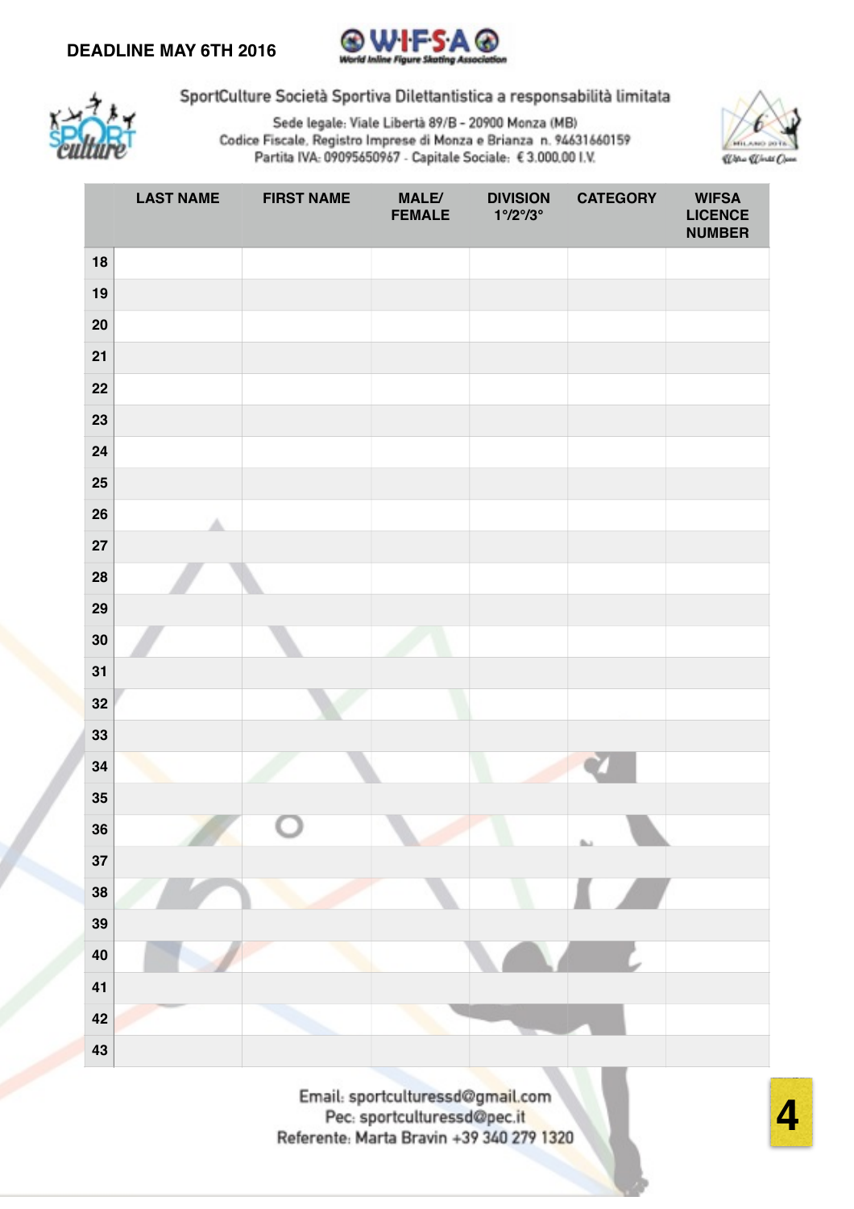**DEADLINE MAY 6TH 2016**

SportCulture Società Sportiva Dilettantistica a responsabilità limitata

Sede legale: Viale Libertà 89/B - 20900 Monza (MB)
Codice Fiscale, Registro Imprese di Monza e Brianza n. 94631660159
Partita IVA: 09095650967 - Capitale Sociale: € 3.000,00 I.V.

| | LAST NAME | FIRST NAME | MALE/ FEMALE | DIVISION 1°/2°/3° | CATEGORY | WIFSA LICENCE NUMBER |
|---|---|---|---|---|---|---|
| 18 | | | | | | |
| 19 | | | | | | |
| 20 | | | | | | |
| 21 | | | | | | |
| 22 | | | | | | |
| 23 | | | | | | |
| 24 | | | | | | |
| 25 | | | | | | |
| 26 | | | | | | |
| 27 | | | | | | |
| 28 | | | | | | |
| 29 | | | | | | |
| 30 | | | | | | |
| 31 | | | | | | |
| 32 | | | | | | |
| 33 | | | | | | |
| 34 | | | | | | |
| 35 | | | | | | |
| 36 | | | | | | |
| 37 | | | | | | |
| 38 | | | | | | |
| 39 | | | | | | |
| 40 | | | | | | |
| 41 | | | | | | |
| 42 | | | | | | |
| 43 | | | | | | |

Email: sportculturessd@gmail.com
Pec: sportculturessd@pec.it
Referente: Marta Bravin +39 340 279 1320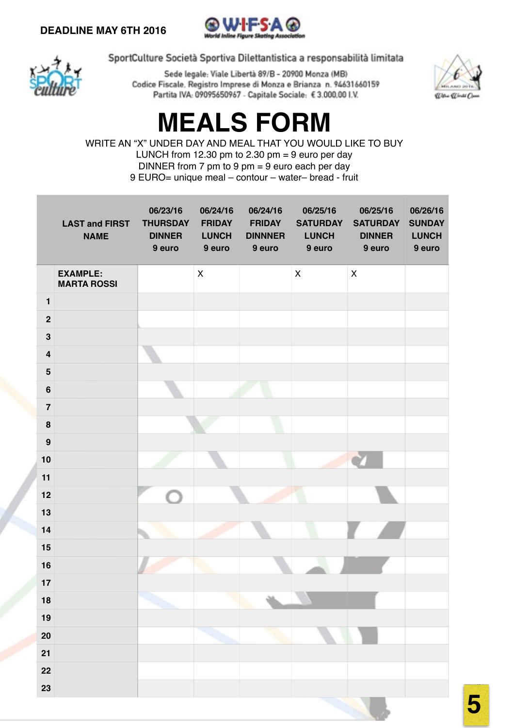DEADLINE MAY 6TH 2016

SportCulture Società Sportiva Dilettantistica a responsabilità limitata

Sede legale: Viale Libertà 89/B - 20900 Monza (MB)
Codice Fiscale, Registro Imprese di Monza e Brianza n. 94631660159
Partita IVA: 09095650967 - Capitale Sociale: € 3.000,00 I.V.

# MEALS FORM

WRITE AN "X" UNDER DAY AND MEAL THAT YOU WOULD LIKE TO BUY
LUNCH from 12.30 pm to 2.30 pm = 9 euro per day
DINNER from 7 pm to 9 pm = 9 euro each per day
9 EURO= unique meal – contour – water– bread - fruit

| | LAST and FIRST NAME | 06/23/16 THURSDAY DINNER 9 euro | 06/24/16 FRIDAY LUNCH 9 euro | 06/24/16 FRIDAY DINNNER 9 euro | 06/25/16 SATURDAY LUNCH 9 euro | 06/25/16 SATURDAY DINNER 9 euro | 06/26/16 SUNDAY LUNCH 9 euro |
|---|---|---|---|---|---|---|---|
| | EXAMPLE: MARTA ROSSI | | X | | X | X | |
| 1 | | | | | | | |
| 2 | | | | | | | |
| 3 | | | | | | | |
| 4 | | | | | | | |
| 5 | | | | | | | |
| 6 | | | | | | | |
| 7 | | | | | | | |
| 8 | | | | | | | |
| 9 | | | | | | | |
| 10 | | | | | | | |
| 11 | | | | | | | |
| 12 | | | | | | | |
| 13 | | | | | | | |
| 14 | | | | | | | |
| 15 | | | | | | | |
| 16 | | | | | | | |
| 17 | | | | | | | |
| 18 | | | | | | | |
| 19 | | | | | | | |
| 20 | | | | | | | |
| 21 | | | | | | | |
| 22 | | | | | | | |
| 23 | | | | | | | |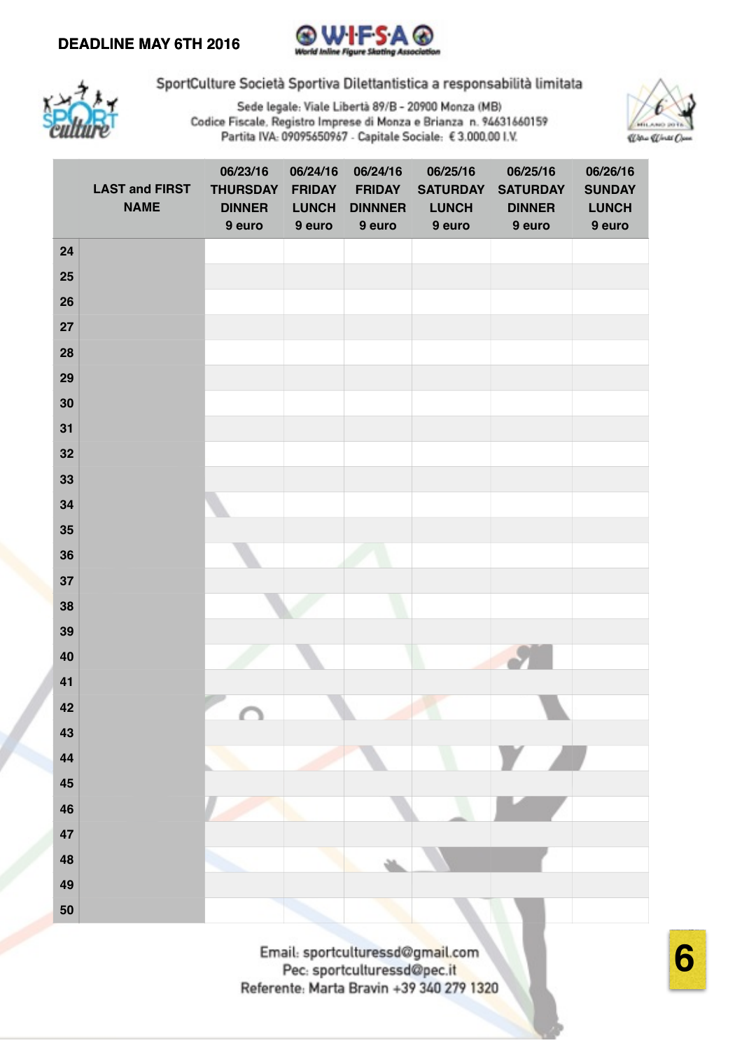**DEADLINE MAY 6TH 2016**

SportCulture Società Sportiva Dilettantistica a responsabilità limitata

Sede legale: Viale Libertà 89/B - 20900 Monza (MB)
Codice Fiscale, Registro Imprese di Monza e Brianza n. 94631660159
Partita IVA: 09095650967 - Capitale Sociale: € 3.000,00 I.V.

| | LAST and FIRST NAME | 06/23/16 THURSDAY DINNER 9 euro | 06/24/16 FRIDAY LUNCH 9 euro | 06/24/16 FRIDAY DINNNER 9 euro | 06/25/16 SATURDAY LUNCH 9 euro | 06/25/16 SATURDAY DINNER 9 euro | 06/26/16 SUNDAY LUNCH 9 euro |
|---|---|---|---|---|---|---|---|
| 24 | | | | | | | |
| 25 | | | | | | | |
| 26 | | | | | | | |
| 27 | | | | | | | |
| 28 | | | | | | | |
| 29 | | | | | | | |
| 30 | | | | | | | |
| 31 | | | | | | | |
| 32 | | | | | | | |
| 33 | | | | | | | |
| 34 | | | | | | | |
| 35 | | | | | | | |
| 36 | | | | | | | |
| 37 | | | | | | | |
| 38 | | | | | | | |
| 39 | | | | | | | |
| 40 | | | | | | | |
| 41 | | | | | | | |
| 42 | | | | | | | |
| 43 | | | | | | | |
| 44 | | | | | | | |
| 45 | | | | | | | |
| 46 | | | | | | | |
| 47 | | | | | | | |
| 48 | | | | | | | |
| 49 | | | | | | | |
| 50 | | | | | | | |

Email: sportculturessd@gmail.com
Pec: sportculturessd@pec.it
Referente: Marta Bravin +39 340 279 1320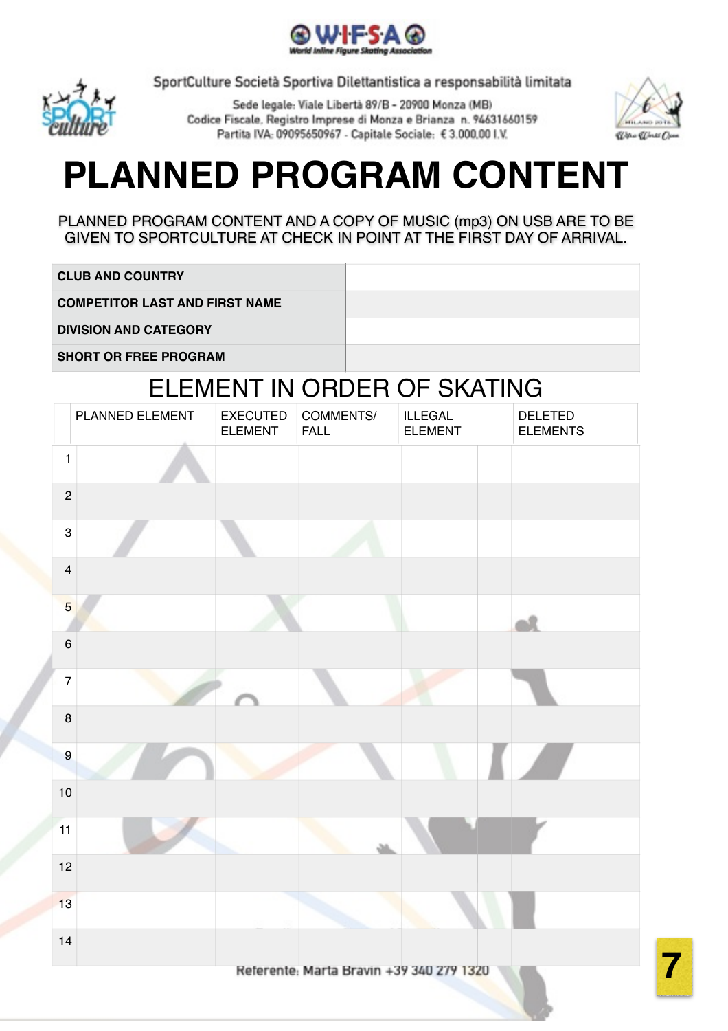**WIFSA**
World Inline Figure Skating Association

SportCulture Società Sportiva Dilettantistica a responsabilità limitata

Sede legale: Viale Libertà 89/B - 20900 Monza (MB)
Codice Fiscale, Registro Imprese di Monza e Brianza n. 94631660159
Partita IVA: 09095650967 - Capitale Sociale: € 3.000,00 I.V.

# PLANNED PROGRAM CONTENT

PLANNED PROGRAM CONTENT AND A COPY OF MUSIC (mp3) ON USB ARE TO BE GIVEN TO SPORTCULTURE AT CHECK IN POINT AT THE FIRST DAY OF ARRIVAL.

| | |
|---|---|
| **CLUB AND COUNTRY** | |
| **COMPETITOR LAST AND FIRST NAME** | |
| **DIVISION AND CATEGORY** | |
| **SHORT OR FREE PROGRAM** | |

## ELEMENT IN ORDER OF SKATING

| | PLANNED ELEMENT | EXECUTED ELEMENT | COMMENTS/ FALL | ILLEGAL ELEMENT | | DELETED ELEMENTS | |
|---|---|---|---|---|---|---|---|
| 1 | | | | | | | |
| 2 | | | | | | | |
| 3 | | | | | | | |
| 4 | | | | | | | |
| 5 | | | | | | | |
| 6 | | | | | | | |
| 7 | | | | | | | |
| 8 | | | | | | | |
| 9 | | | | | | | |
| 10 | | | | | | | |
| 11 | | | | | | | |
| 12 | | | | | | | |
| 13 | | | | | | | |
| 14 | | | | | | | |

Referente: Marta Bravin +39 340 279 1320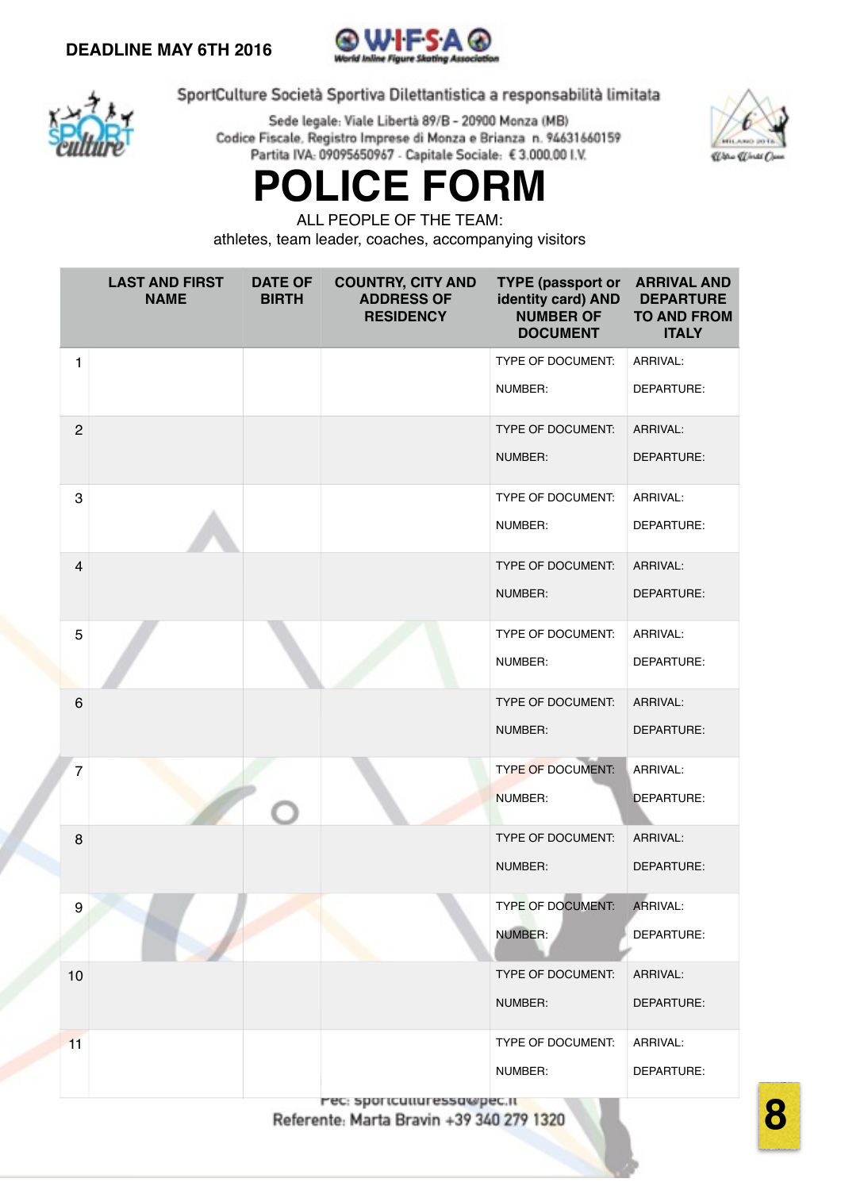**DEADLINE MAY 6TH 2016**

SportCulture Società Sportiva Dilettantistica a responsabilità limitata

Sede legale: Viale Libertà 89/B - 20900 Monza (MB)
Codice Fiscale, Registro Imprese di Monza e Brianza n. 94631660159
Partita IVA: 09095650967 - Capitale Sociale: € 3.000,00 I.V.

# POLICE FORM

ALL PEOPLE OF THE TEAM:
athletes, team leader, coaches, accompanying visitors

| | LAST AND FIRST NAME | DATE OF BIRTH | COUNTRY, CITY AND ADDRESS OF RESIDENCY | TYPE (passport or identity card) AND NUMBER OF DOCUMENT | ARRIVAL AND DEPARTURE TO AND FROM ITALY |
|---|---|---|---|---|---|
| 1 | | | | TYPE OF DOCUMENT: NUMBER: | ARRIVAL: DEPARTURE: |
| 2 | | | | TYPE OF DOCUMENT: NUMBER: | ARRIVAL: DEPARTURE: |
| 3 | | | | TYPE OF DOCUMENT: NUMBER: | ARRIVAL: DEPARTURE: |
| 4 | | | | TYPE OF DOCUMENT: NUMBER: | ARRIVAL: DEPARTURE: |
| 5 | | | | TYPE OF DOCUMENT: NUMBER: | ARRIVAL: DEPARTURE: |
| 6 | | | | TYPE OF DOCUMENT: NUMBER: | ARRIVAL: DEPARTURE: |
| 7 | | | | TYPE OF DOCUMENT: NUMBER: | ARRIVAL: DEPARTURE: |
| 8 | | | | TYPE OF DOCUMENT: NUMBER: | ARRIVAL: DEPARTURE: |
| 9 | | | | TYPE OF DOCUMENT: NUMBER: | ARRIVAL: DEPARTURE: |
| 10 | | | | TYPE OF DOCUMENT: NUMBER: | ARRIVAL: DEPARTURE: |
| 11 | | | | TYPE OF DOCUMENT: NUMBER: | ARRIVAL: DEPARTURE: |

Pec: sportculturessd@pec.it
Referente: Marta Bravin +39 340 279 1320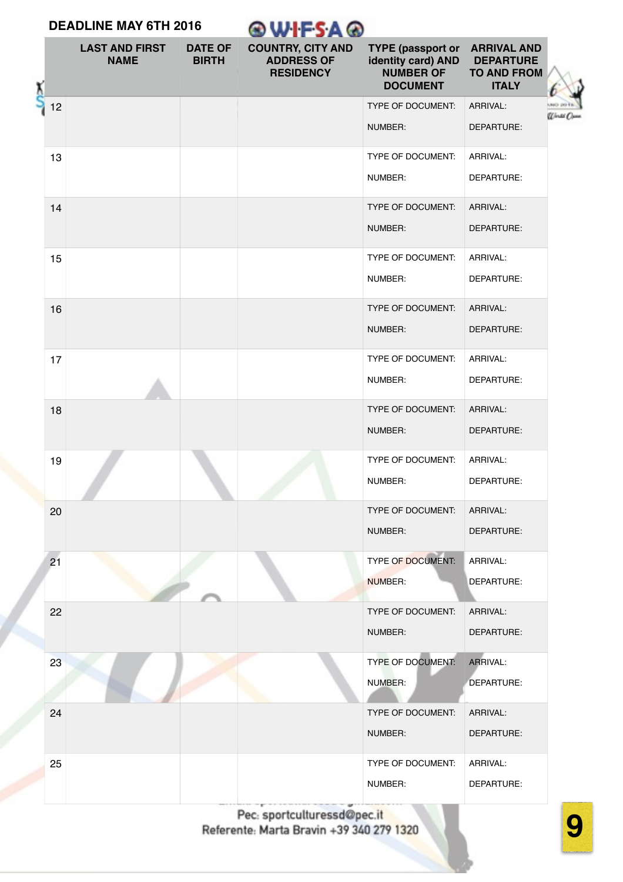**DEADLINE MAY 6TH 2016**

WIFSA

| | LAST AND FIRST NAME | DATE OF BIRTH | COUNTRY, CITY AND ADDRESS OF RESIDENCY | TYPE (passport or identity card) AND NUMBER OF DOCUMENT | ARRIVAL AND DEPARTURE TO AND FROM ITALY |
|---|---|---|---|---|---|
| 12 | | | | TYPE OF DOCUMENT:<br>NUMBER: | ARRIVAL:<br>DEPARTURE: |
| 13 | | | | TYPE OF DOCUMENT:<br>NUMBER: | ARRIVAL:<br>DEPARTURE: |
| 14 | | | | TYPE OF DOCUMENT:<br>NUMBER: | ARRIVAL:<br>DEPARTURE: |
| 15 | | | | TYPE OF DOCUMENT:<br>NUMBER: | ARRIVAL:<br>DEPARTURE: |
| 16 | | | | TYPE OF DOCUMENT:<br>NUMBER: | ARRIVAL:<br>DEPARTURE: |
| 17 | | | | TYPE OF DOCUMENT:<br>NUMBER: | ARRIVAL:<br>DEPARTURE: |
| 18 | | | | TYPE OF DOCUMENT:<br>NUMBER: | ARRIVAL:<br>DEPARTURE: |
| 19 | | | | TYPE OF DOCUMENT:<br>NUMBER: | ARRIVAL:<br>DEPARTURE: |
| 20 | | | | TYPE OF DOCUMENT:<br>NUMBER: | ARRIVAL:<br>DEPARTURE: |
| 21 | | | | TYPE OF DOCUMENT:<br>NUMBER: | ARRIVAL:<br>DEPARTURE: |
| 22 | | | | TYPE OF DOCUMENT:<br>NUMBER: | ARRIVAL:<br>DEPARTURE: |
| 23 | | | | TYPE OF DOCUMENT:<br>NUMBER: | ARRIVAL:<br>DEPARTURE: |
| 24 | | | | TYPE OF DOCUMENT:<br>NUMBER: | ARRIVAL:<br>DEPARTURE: |
| 25 | | | | TYPE OF DOCUMENT:<br>NUMBER: | ARRIVAL:<br>DEPARTURE: |

Pec: sportculturessd@pec.it
Referente: Marta Bravin +39 340 279 1320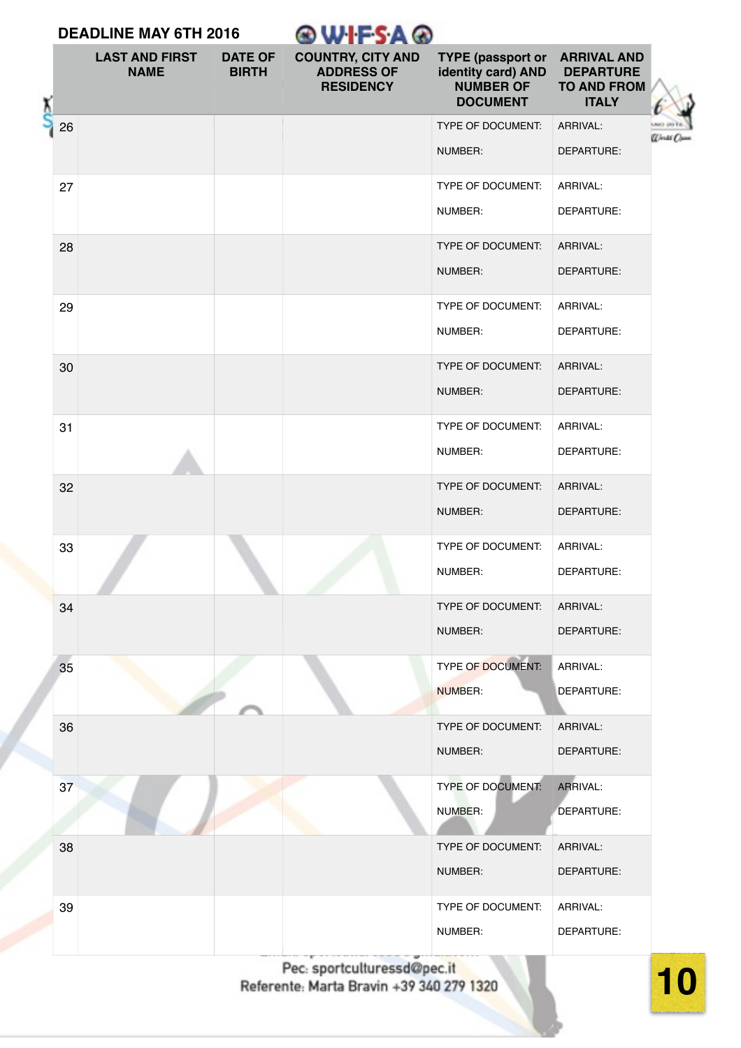**DEADLINE MAY 6TH 2016**

WIFSA

| | LAST AND FIRST NAME | DATE OF BIRTH | COUNTRY, CITY AND ADDRESS OF RESIDENCY | TYPE (passport or identity card) AND NUMBER OF DOCUMENT | ARRIVAL AND DEPARTURE TO AND FROM ITALY |
|---|---|---|---|---|---|
| 26 | | | | TYPE OF DOCUMENT: NUMBER: | ARRIVAL: DEPARTURE: |
| 27 | | | | TYPE OF DOCUMENT: NUMBER: | ARRIVAL: DEPARTURE: |
| 28 | | | | TYPE OF DOCUMENT: NUMBER: | ARRIVAL: DEPARTURE: |
| 29 | | | | TYPE OF DOCUMENT: NUMBER: | ARRIVAL: DEPARTURE: |
| 30 | | | | TYPE OF DOCUMENT: NUMBER: | ARRIVAL: DEPARTURE: |
| 31 | | | | TYPE OF DOCUMENT: NUMBER: | ARRIVAL: DEPARTURE: |
| 32 | | | | TYPE OF DOCUMENT: NUMBER: | ARRIVAL: DEPARTURE: |
| 33 | | | | TYPE OF DOCUMENT: NUMBER: | ARRIVAL: DEPARTURE: |
| 34 | | | | TYPE OF DOCUMENT: NUMBER: | ARRIVAL: DEPARTURE: |
| 35 | | | | TYPE OF DOCUMENT: NUMBER: | ARRIVAL: DEPARTURE: |
| 36 | | | | TYPE OF DOCUMENT: NUMBER: | ARRIVAL: DEPARTURE: |
| 37 | | | | TYPE OF DOCUMENT: NUMBER: | ARRIVAL: DEPARTURE: |
| 38 | | | | TYPE OF DOCUMENT: NUMBER: | ARRIVAL: DEPARTURE: |
| 39 | | | | TYPE OF DOCUMENT: NUMBER: | ARRIVAL: DEPARTURE: |

Pec: sportcultures sd@pec.it
Referente: Marta Bravin +39 340 279 1320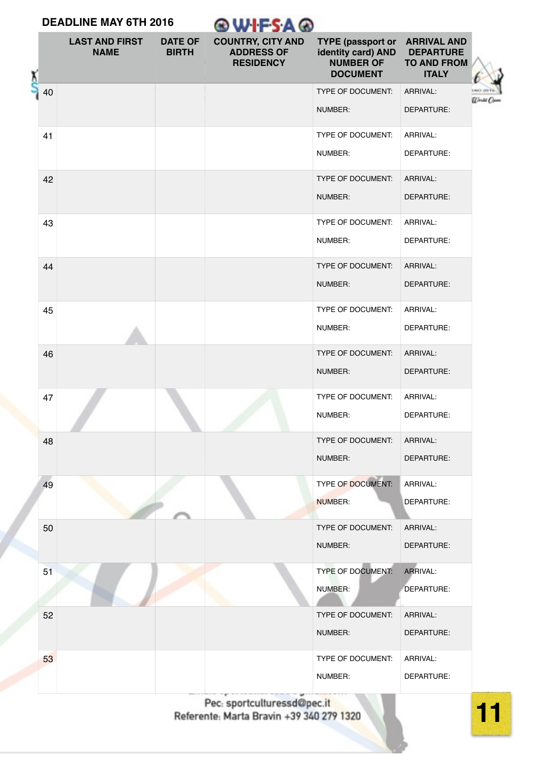**DEADLINE MAY 6TH 2016**

WIFSA

| | LAST AND FIRST NAME | DATE OF BIRTH | COUNTRY, CITY AND ADDRESS OF RESIDENCY | TYPE (passport or identity card) AND NUMBER OF DOCUMENT | ARRIVAL AND DEPARTURE TO AND FROM ITALY |
|---|---|---|---|---|---|
| 40 | | | | TYPE OF DOCUMENT: NUMBER: | ARRIVAL: DEPARTURE: |
| 41 | | | | TYPE OF DOCUMENT: NUMBER: | ARRIVAL: DEPARTURE: |
| 42 | | | | TYPE OF DOCUMENT: NUMBER: | ARRIVAL: DEPARTURE: |
| 43 | | | | TYPE OF DOCUMENT: NUMBER: | ARRIVAL: DEPARTURE: |
| 44 | | | | TYPE OF DOCUMENT: NUMBER: | ARRIVAL: DEPARTURE: |
| 45 | | | | TYPE OF DOCUMENT: NUMBER: | ARRIVAL: DEPARTURE: |
| 46 | | | | TYPE OF DOCUMENT: NUMBER: | ARRIVAL: DEPARTURE: |
| 47 | | | | TYPE OF DOCUMENT: NUMBER: | ARRIVAL: DEPARTURE: |
| 48 | | | | TYPE OF DOCUMENT: NUMBER: | ARRIVAL: DEPARTURE: |
| 49 | | | | TYPE OF DOCUMENT: NUMBER: | ARRIVAL: DEPARTURE: |
| 50 | | | | TYPE OF DOCUMENT: NUMBER: | ARRIVAL: DEPARTURE: |
| 51 | | | | TYPE OF DOCUMENT: NUMBER: | ARRIVAL: DEPARTURE: |
| 52 | | | | TYPE OF DOCUMENT: NUMBER: | ARRIVAL: DEPARTURE: |
| 53 | | | | TYPE OF DOCUMENT: NUMBER: | ARRIVAL: DEPARTURE: |

Pec: sportculturessd@pec.it
Referente: Marta Bravin +39 340 279 1320